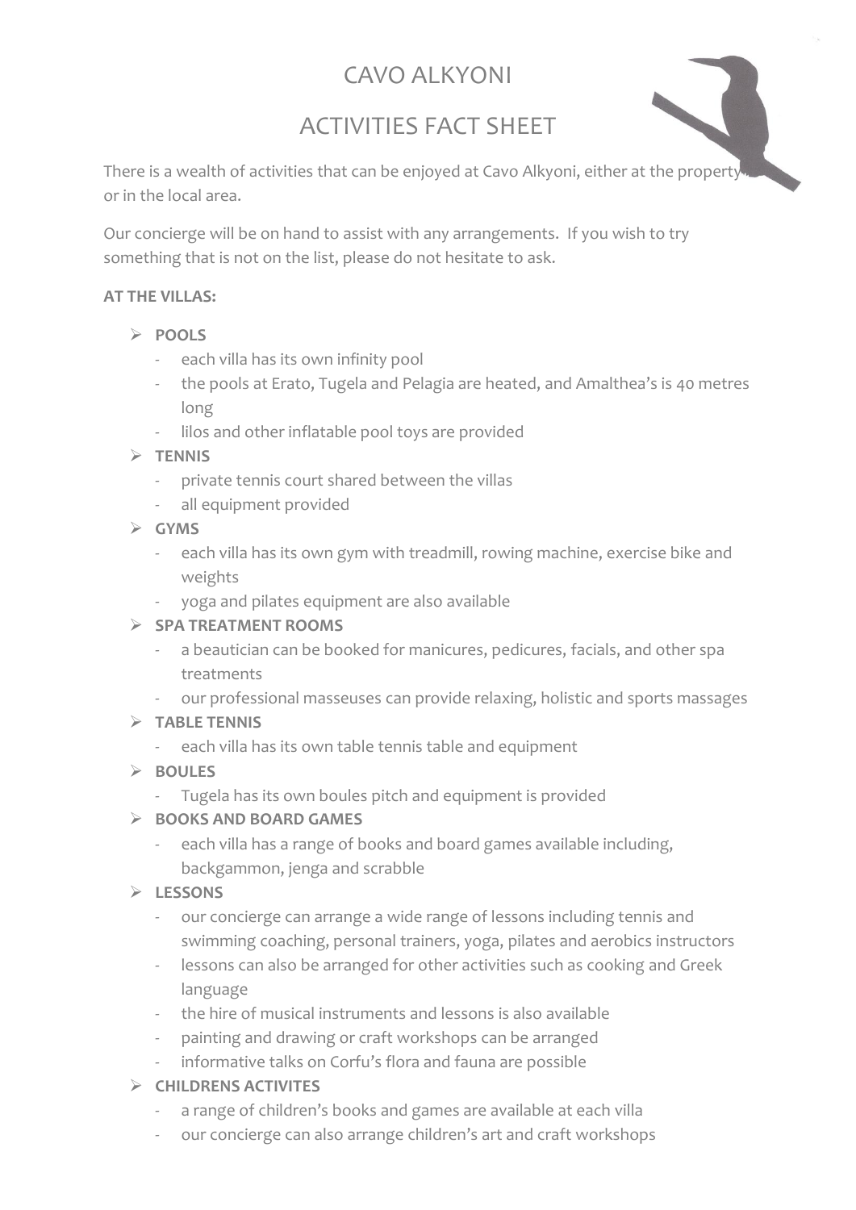# CAVO ALKYONI

## ACTIVITIES FACT SHEET

There is a wealth of activities that can be enjoyed at Cavo Alkyoni, either at the property or in the local area.

Our concierge will be on hand to assist with any arrangements. If you wish to try something that is not on the list, please do not hesitate to ask.

**AT THE VILLAS:**

- **POOLS**
  - each villa has its own infinity pool
  - the pools at Erato, Tugela and Pelagia are heated, and Amalthea's is 40 metres long
  - lilos and other inflatable pool toys are provided
- **TENNIS**
  - private tennis court shared between the villas
  - all equipment provided
- **GYMS**
  - each villa has its own gym with treadmill, rowing machine, exercise bike and weights
  - yoga and pilates equipment are also available
- **SPA TREATMENT ROOMS**
  - a beautician can be booked for manicures, pedicures, facials, and other spa treatments
  - our professional masseuses can provide relaxing, holistic and sports massages
- **TABLE TENNIS**
  - each villa has its own table tennis table and equipment
- **BOULES**
  - Tugela has its own boules pitch and equipment is provided
- **BOOKS AND BOARD GAMES**
  - each villa has a range of books and board games available including, backgammon, jenga and scrabble
- **LESSONS**
  - our concierge can arrange a wide range of lessons including tennis and swimming coaching, personal trainers, yoga, pilates and aerobics instructors
  - lessons can also be arranged for other activities such as cooking and Greek language
  - the hire of musical instruments and lessons is also available
  - painting and drawing or craft workshops can be arranged
  - informative talks on Corfu's flora and fauna are possible
- **CHILDRENS ACTIVITES**
  - a range of children's books and games are available at each villa
  - our concierge can also arrange children's art and craft workshops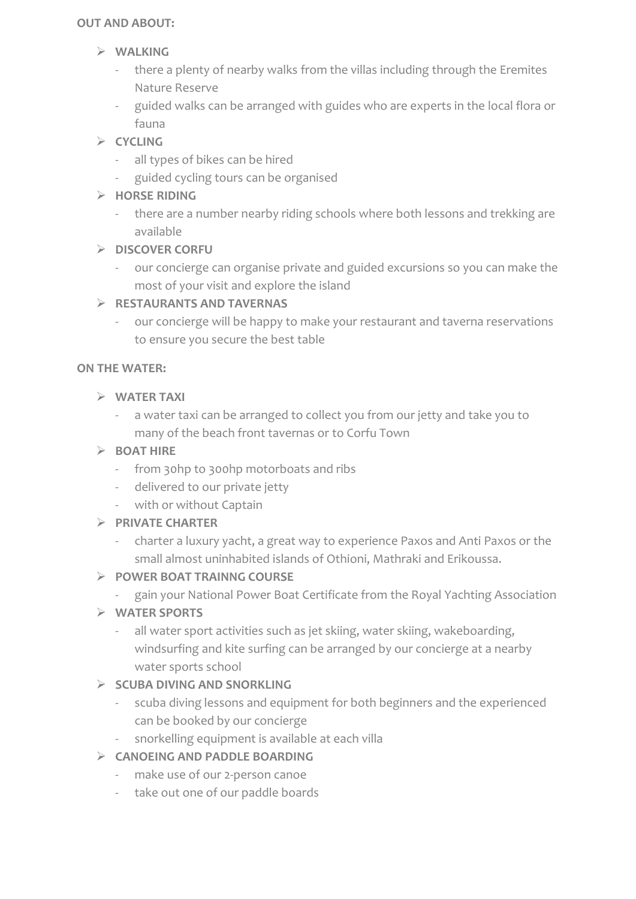**OUT AND ABOUT:**

- **WALKING**
  - there a plenty of nearby walks from the villas including through the Eremites Nature Reserve
  - guided walks can be arranged with guides who are experts in the local flora or fauna
- **CYCLING**
  - all types of bikes can be hired
  - guided cycling tours can be organised
- **HORSE RIDING**
  - there are a number nearby riding schools where both lessons and trekking are available
- **DISCOVER CORFU**
  - our concierge can organise private and guided excursions so you can make the most of your visit and explore the island
- **RESTAURANTS AND TAVERNAS**
  - our concierge will be happy to make your restaurant and taverna reservations to ensure you secure the best table

**ON THE WATER:**

- **WATER TAXI**
  - a water taxi can be arranged to collect you from our jetty and take you to many of the beach front tavernas or to Corfu Town
- **BOAT HIRE**
  - from 30hp to 300hp motorboats and ribs
  - delivered to our private jetty
  - with or without Captain
- **PRIVATE CHARTER**
  - charter a luxury yacht, a great way to experience Paxos and Anti Paxos or the small almost uninhabited islands of Othioni, Mathraki and Erikoussa.
- **POWER BOAT TRAINNG COURSE**
  - gain your National Power Boat Certificate from the Royal Yachting Association
- **WATER SPORTS**
  - all water sport activities such as jet skiing, water skiing, wakeboarding, windsurfing and kite surfing can be arranged by our concierge at a nearby water sports school
- **SCUBA DIVING AND SNORKLING**
  - scuba diving lessons and equipment for both beginners and the experienced can be booked by our concierge
  - snorkelling equipment is available at each villa
- **CANOEING AND PADDLE BOARDING**
  - make use of our 2-person canoe
  - take out one of our paddle boards